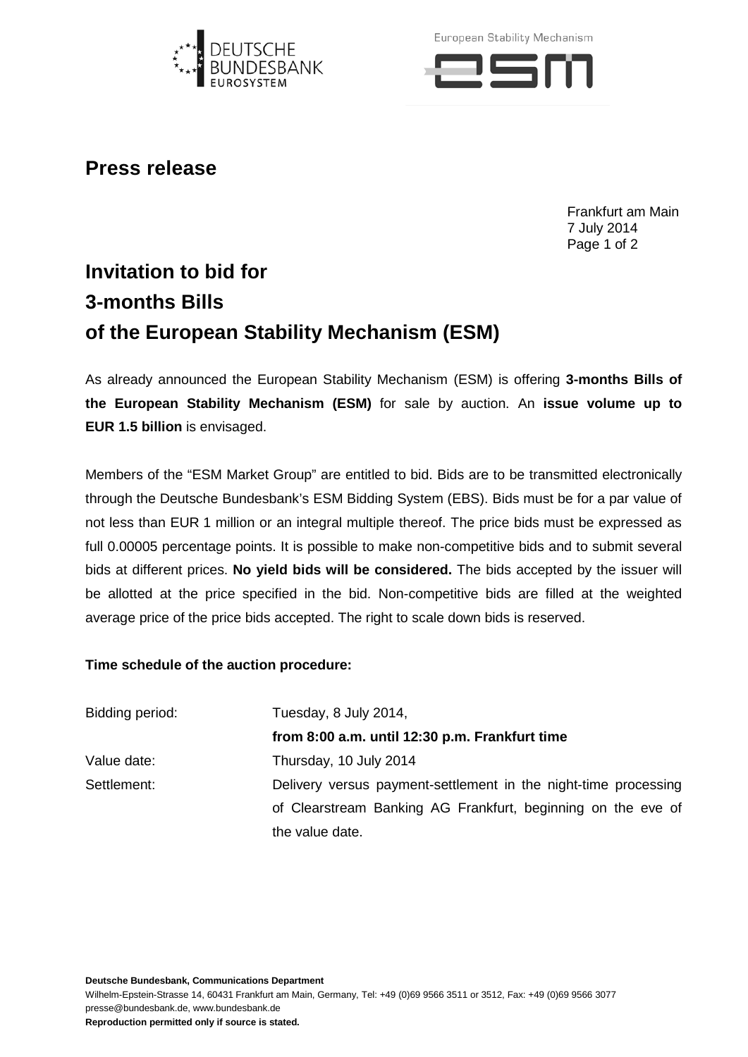# Press release

Frankfurt am Main
7 July 2014

## Invitation to bid for
## 3-months Bills
## of the European Stability Mechanism (ESM)

As already announced the European Stability Mechanism (ESM) is offering **3-months Bills of the European Stability Mechanism (ESM)** for sale by auction. An **issue volume up to EUR 1.5 billion** is envisaged.

Members of the "ESM Market Group" are entitled to bid. Bids are to be transmitted electronically through the Deutsche Bundesbank's ESM Bidding System (EBS). Bids must be for a par value of not less than EUR 1 million or an integral multiple thereof. The price bids must be expressed as full 0.00005 percentage points. It is possible to make non-competitive bids and to submit several bids at different prices. **No yield bids will be considered.** The bids accepted by the issuer will be allotted at the price specified in the bid. Non-competitive bids are filled at the weighted average price of the price bids accepted. The right to scale down bids is reserved.

**Time schedule of the auction procedure:**

| | |
|---|---|
| Bidding period: | Tuesday, 8 July 2014, **from 8:00 a.m. until 12:30 p.m. Frankfurt time** |
| Value date: | Thursday, 10 July 2014 |
| Settlement: | Delivery versus payment-settlement in the night-time processing of Clearstream Banking AG Frankfurt, beginning on the eve of the value date. |

**Deutsche Bundesbank, Communications Department**
Wilhelm-Epstein-Strasse 14, 60431 Frankfurt am Main, Germany, Tel: +49 (0)69 9566 3511 or 3512, Fax: +49 (0)69 9566 3077
presse@bundesbank.de, www.bundesbank.de
**Reproduction permitted only if source is stated.**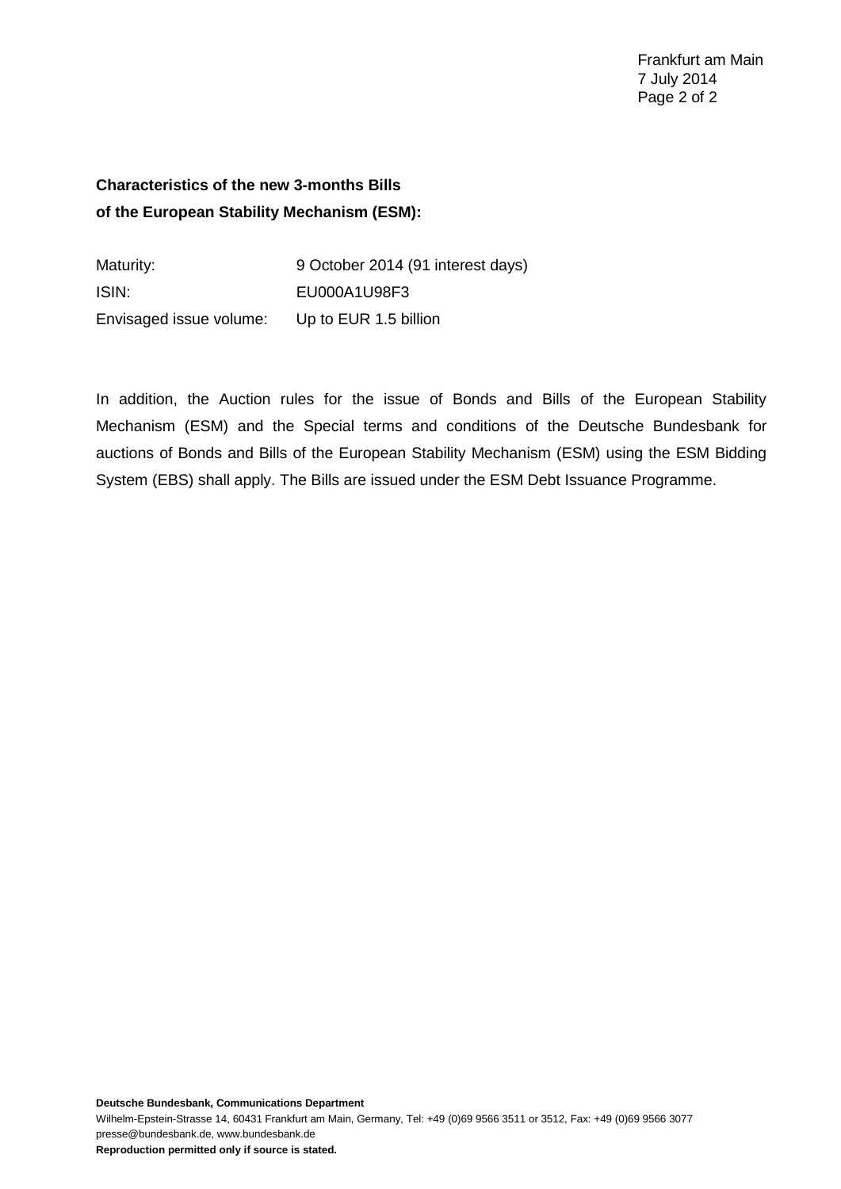**Characteristics of the new 3-months Bills of the European Stability Mechanism (ESM):**

| | |
|---|---|
| Maturity: | 9 October 2014 (91 interest days) |
| ISIN: | EU000A1U98F3 |
| Envisaged issue volume: | Up to EUR 1.5 billion |

In addition, the Auction rules for the issue of Bonds and Bills of the European Stability Mechanism (ESM) and the Special terms and conditions of the Deutsche Bundesbank for auctions of Bonds and Bills of the European Stability Mechanism (ESM) using the ESM Bidding System (EBS) shall apply. The Bills are issued under the ESM Debt Issuance Programme.